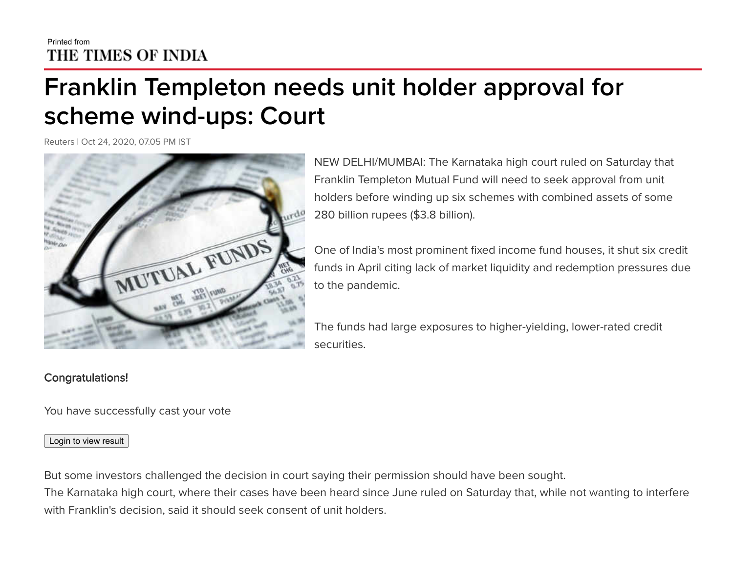Printed from
THE TIMES OF INDIA

# Franklin Templeton needs unit holder approval for scheme wind-ups: Court

Reuters | Oct 24, 2020, 07.05 PM IST

NEW DELHI/MUMBAI: The Karnataka high court ruled on Saturday that Franklin Templeton Mutual Fund will need to seek approval from unit holders before winding up six schemes with combined assets of some 280 billion rupees ($3.8 billion).

One of India's most prominent fixed income fund houses, it shut six credit funds in April citing lack of market liquidity and redemption pressures due to the pandemic.

The funds had large exposures to higher-yielding, lower-rated credit securities.

Congratulations!

You have successfully cast your vote

Login to view result

But some investors challenged the decision in court saying their permission should have been sought.
The Karnataka high court, where their cases have been heard since June ruled on Saturday that, while not wanting to interfere with Franklin's decision, said it should seek consent of unit holders.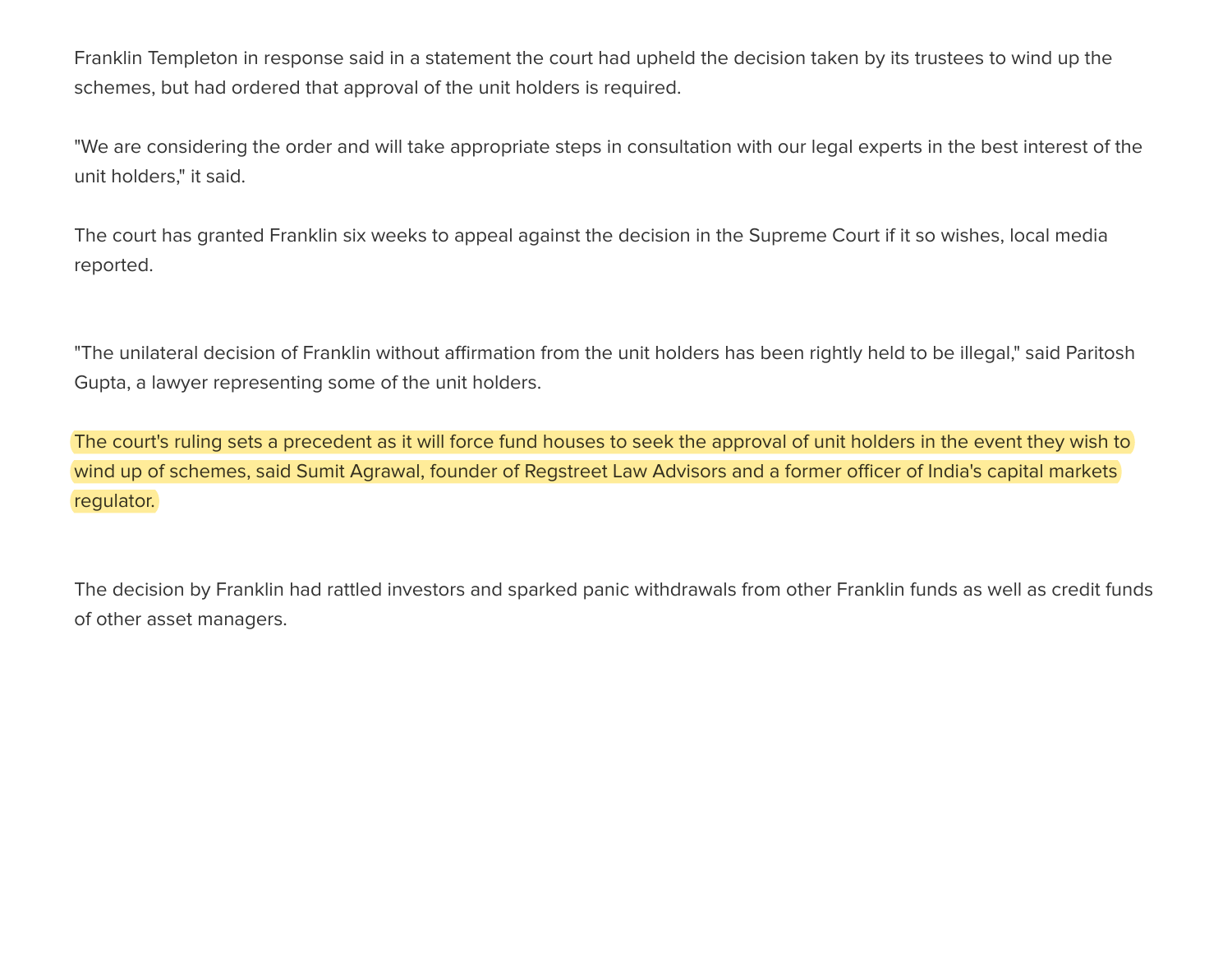Franklin Templeton in response said in a statement the court had upheld the decision taken by its trustees to wind up the schemes, but had ordered that approval of the unit holders is required.

"We are considering the order and will take appropriate steps in consultation with our legal experts in the best interest of the unit holders," it said.

The court has granted Franklin six weeks to appeal against the decision in the Supreme Court if it so wishes, local media reported.

"The unilateral decision of Franklin without affirmation from the unit holders has been rightly held to be illegal," said Paritosh Gupta, a lawyer representing some of the unit holders.

The court's ruling sets a precedent as it will force fund houses to seek the approval of unit holders in the event they wish to wind up of schemes, said Sumit Agrawal, founder of Regstreet Law Advisors and a former officer of India's capital markets regulator.

The decision by Franklin had rattled investors and sparked panic withdrawals from other Franklin funds as well as credit funds of other asset managers.